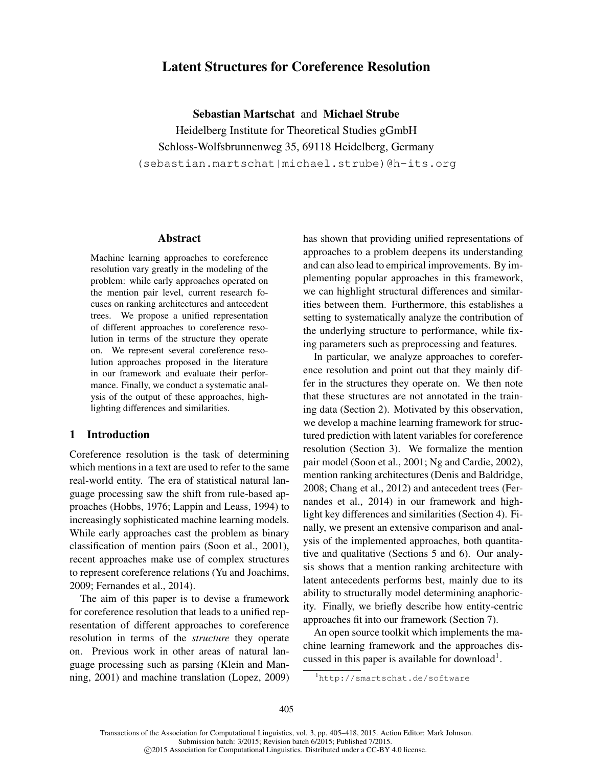# Latent Structures for Coreference Resolution

**Sebastian Martschat** and **Michael Strube**

Heidelberg Institute for Theoretical Studies gGmbH
Schloss-Wolfsbrunnenweg 35, 69118 Heidelberg, Germany
(sebastian.martschat|michael.strube)@h-its.org

## Abstract

Machine learning approaches to coreference resolution vary greatly in the modeling of the problem: while early approaches operated on the mention pair level, current research focuses on ranking architectures and antecedent trees. We propose a unified representation of different approaches to coreference resolution in terms of the structure they operate on. We represent several coreference resolution approaches proposed in the literature in our framework and evaluate their performance. Finally, we conduct a systematic analysis of the output of these approaches, highlighting differences and similarities.

## 1 Introduction

Coreference resolution is the task of determining which mentions in a text are used to refer to the same real-world entity. The era of statistical natural language processing saw the shift from rule-based approaches (Hobbs, 1976; Lappin and Leass, 1994) to increasingly sophisticated machine learning models. While early approaches cast the problem as binary classification of mention pairs (Soon et al., 2001), recent approaches make use of complex structures to represent coreference relations (Yu and Joachims, 2009; Fernandes et al., 2014).

The aim of this paper is to devise a framework for coreference resolution that leads to a unified representation of different approaches to coreference resolution in terms of the *structure* they operate on. Previous work in other areas of natural language processing such as parsing (Klein and Manning, 2001) and machine translation (Lopez, 2009) has shown that providing unified representations of approaches to a problem deepens its understanding and can also lead to empirical improvements. By implementing popular approaches in this framework, we can highlight structural differences and similarities between them. Furthermore, this establishes a setting to systematically analyze the contribution of the underlying structure to performance, while fixing parameters such as preprocessing and features.

In particular, we analyze approaches to coreference resolution and point out that they mainly differ in the structures they operate on. We then note that these structures are not annotated in the training data (Section 2). Motivated by this observation, we develop a machine learning framework for structured prediction with latent variables for coreference resolution (Section 3). We formalize the mention pair model (Soon et al., 2001; Ng and Cardie, 2002), mention ranking architectures (Denis and Baldridge, 2008; Chang et al., 2012) and antecedent trees (Fernandes et al., 2014) in our framework and highlight key differences and similarities (Section 4). Finally, we present an extensive comparison and analysis of the implemented approaches, both quantitative and qualitative (Sections 5 and 6). Our analysis shows that a mention ranking architecture with latent antecedents performs best, mainly due to its ability to structurally model determining anaphoricity. Finally, we briefly describe how entity-centric approaches fit into our framework (Section 7).

An open source toolkit which implements the machine learning framework and the approaches discussed in this paper is available for download[1].

[1] http://smartschat.de/software

Transactions of the Association for Computational Linguistics, vol. 3, pp. 405–418, 2015. Action Editor: Mark Johnson.
Submission batch: 3/2015; Revision batch 6/2015; Published 7/2015.
©2015 Association for Computational Linguistics. Distributed under a CC-BY 4.0 license.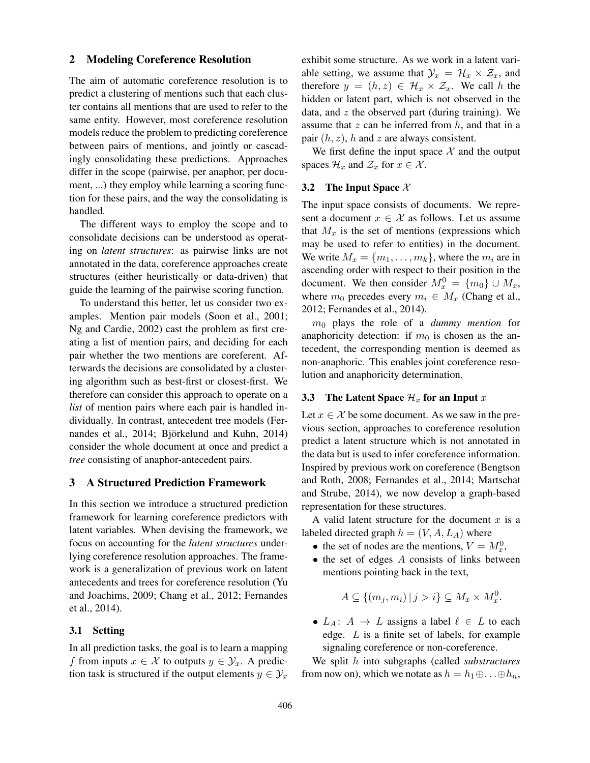## 2 Modeling Coreference Resolution

The aim of automatic coreference resolution is to predict a clustering of mentions such that each cluster contains all mentions that are used to refer to the same entity. However, most coreference resolution models reduce the problem to predicting coreference between pairs of mentions, and jointly or cascadingly consolidating these predictions. Approaches differ in the scope (pairwise, per anaphor, per document, ...) they employ while learning a scoring function for these pairs, and the way the consolidating is handled.

The different ways to employ the scope and to consolidate decisions can be understood as operating on *latent structures*: as pairwise links are not annotated in the data, coreference approaches create structures (either heuristically or data-driven) that guide the learning of the pairwise scoring function.

To understand this better, let us consider two examples. Mention pair models (Soon et al., 2001; Ng and Cardie, 2002) cast the problem as first creating a list of mention pairs, and deciding for each pair whether the two mentions are coreferent. Afterwards the decisions are consolidated by a clustering algorithm such as best-first or closest-first. We therefore can consider this approach to operate on a *list* of mention pairs where each pair is handled individually. In contrast, antecedent tree models (Fernandes et al., 2014; Björkelund and Kuhn, 2014) consider the whole document at once and predict a *tree* consisting of anaphor-antecedent pairs.

## 3 A Structured Prediction Framework

In this section we introduce a structured prediction framework for learning coreference predictors with latent variables. When devising the framework, we focus on accounting for the *latent structures* underlying coreference resolution approaches. The framework is a generalization of previous work on latent antecedents and trees for coreference resolution (Yu and Joachims, 2009; Chang et al., 2012; Fernandes et al., 2014).

### 3.1 Setting

In all prediction tasks, the goal is to learn a mapping $f$ from inputs $x \in \mathcal{X}$ to outputs $y \in \mathcal{Y}_x$. A prediction task is structured if the output elements $y \in \mathcal{Y}_x$ exhibit some structure. As we work in a latent variable setting, we assume that $\mathcal{Y}_x = \mathcal{H}_x \times \mathcal{Z}_x$, and therefore $y = (h, z) \in \mathcal{H}_x \times \mathcal{Z}_x$. We call $h$ the hidden or latent part, which is not observed in the data, and $z$ the observed part (during training). We assume that $z$ can be inferred from $h$, and that in a pair $(h, z)$, $h$ and $z$ are always consistent.

We first define the input space $\mathcal{X}$ and the output spaces $\mathcal{H}_x$ and $\mathcal{Z}_x$ for $x \in \mathcal{X}$.

### 3.2 The Input Space $\mathcal{X}$

The input space consists of documents. We represent a document $x \in \mathcal{X}$ as follows. Let us assume that $M_x$ is the set of mentions (expressions which may be used to refer to entities) in the document. We write $M_x = \{m_1, \ldots, m_k\}$, where the $m_i$ are in ascending order with respect to their position in the document. We then consider $M_x^0 = \{m_0\} \cup M_x$, where $m_0$ precedes every $m_i \in M_x$ (Chang et al., 2012; Fernandes et al., 2014).

$m_0$ plays the role of a *dummy mention* for anaphoricity detection: if $m_0$ is chosen as the antecedent, the corresponding mention is deemed as non-anaphoric. This enables joint coreference resolution and anaphoricity determination.

### 3.3 The Latent Space $\mathcal{H}_x$ for an Input $x$

Let $x \in \mathcal{X}$ be some document. As we saw in the previous section, approaches to coreference resolution predict a latent structure which is not annotated in the data but is used to infer coreference information. Inspired by previous work on coreference (Bengtson and Roth, 2008; Fernandes et al., 2014; Martschat and Strube, 2014), we now develop a graph-based representation for these structures.

A valid latent structure for the document $x$ is a labeled directed graph $h = (V, A, L_A)$ where

- the set of nodes are the mentions, $V = M_x^0$,
- the set of edges $A$ consists of links between mentions pointing back in the text,

$$A \subseteq \{(m_j, m_i) \mid j > i\} \subseteq M_x \times M_x^0.$$

- $L_A$: $A \rightarrow L$ assigns a label $\ell \in L$ to each edge. $L$ is a finite set of labels, for example signaling coreference or non-coreference.

We split $h$ into subgraphs (called *substructures* from now on), which we notate as $h = h_1 \oplus \ldots \oplus h_n$,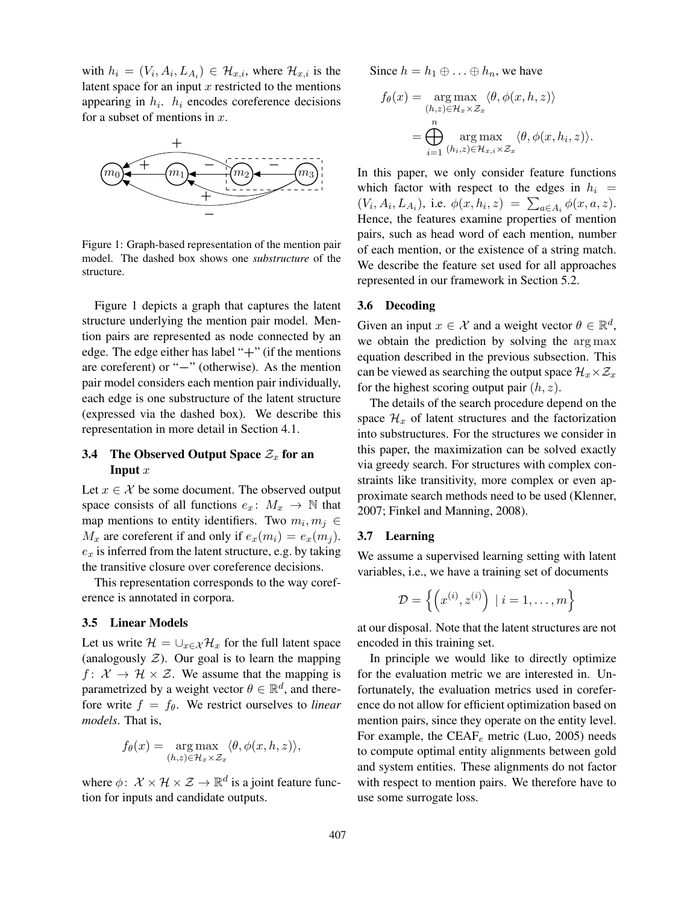with $h_i = (V_i, A_i, L_{A_i}) \in \mathcal{H}_{x,i}$, where $\mathcal{H}_{x,i}$ is the latent space for an input $x$ restricted to the mentions appearing in $h_i$. $h_i$ encodes coreference decisions for a subset of mentions in $x$.

Figure 1: Graph-based representation of the mention pair model. The dashed box shows one *substructure* of the structure.

Figure 1 depicts a graph that captures the latent structure underlying the mention pair model. Mention pairs are represented as node connected by an edge. The edge either has label "+" (if the mentions are coreferent) or "−" (otherwise). As the mention pair model considers each mention pair individually, each edge is one substructure of the latent structure (expressed via the dashed box). We describe this representation in more detail in Section 4.1.

### 3.4 The Observed Output Space $\mathcal{Z}_x$ for an Input $x$

Let $x \in \mathcal{X}$ be some document. The observed output space consists of all functions $e_x \colon M_x \to \mathbb{N}$ that map mentions to entity identifiers. Two $m_i, m_j \in M_x$ are coreferent if and only if $e_x(m_i) = e_x(m_j)$. $e_x$ is inferred from the latent structure, e.g. by taking the transitive closure over coreference decisions.

This representation corresponds to the way coreference is annotated in corpora.

### 3.5 Linear Models

Let us write $\mathcal{H} = \cup_{x \in \mathcal{X}} \mathcal{H}_x$ for the full latent space (analogously $\mathcal{Z}$). Our goal is to learn the mapping $f \colon \mathcal{X} \to \mathcal{H} \times \mathcal{Z}$. We assume that the mapping is parametrized by a weight vector $\theta \in \mathbb{R}^d$, and therefore write $f = f_\theta$. We restrict ourselves to *linear models*. That is,

$$f_\theta(x) = \underset{(h,z) \in \mathcal{H}_x \times \mathcal{Z}_x}{\arg\max} \langle \theta, \phi(x, h, z) \rangle,$$

where $\phi \colon \mathcal{X} \times \mathcal{H} \times \mathcal{Z} \to \mathbb{R}^d$ is a joint feature function for inputs and candidate outputs.

Since $h = h_1 \oplus \ldots \oplus h_n$, we have

$$\begin{aligned} f_\theta(x) &= \underset{(h,z) \in \mathcal{H}_x \times \mathcal{Z}_x}{\arg\max} \langle \theta, \phi(x, h, z) \rangle \\ &= \bigoplus_{i=1}^{n} \underset{(h_i,z) \in \mathcal{H}_{x,i} \times \mathcal{Z}_x}{\arg\max} \langle \theta, \phi(x, h_i, z) \rangle. \end{aligned}$$

In this paper, we only consider feature functions which factor with respect to the edges in $h_i = (V_i, A_i, L_{A_i})$, i.e. $\phi(x, h_i, z) = \sum_{a \in A_i} \phi(x, a, z)$. Hence, the features examine properties of mention pairs, such as head word of each mention, number of each mention, or the existence of a string match. We describe the feature set used for all approaches represented in our framework in Section 5.2.

### 3.6 Decoding

Given an input $x \in \mathcal{X}$ and a weight vector $\theta \in \mathbb{R}^d$, we obtain the prediction by solving the $\arg\max$ equation described in the previous subsection. This can be viewed as searching the output space $\mathcal{H}_x \times \mathcal{Z}_x$ for the highest scoring output pair $(h, z)$.

The details of the search procedure depend on the space $\mathcal{H}_x$ of latent structures and the factorization into substructures. For the structures we consider in this paper, the maximization can be solved exactly via greedy search. For structures with complex constraints like transitivity, more complex or even approximate search methods need to be used (Klenner, 2007; Finkel and Manning, 2008).

### 3.7 Learning

We assume a supervised learning setting with latent variables, i.e., we have a training set of documents

$$\mathcal{D} = \left\{ \left( x^{(i)}, z^{(i)} \right) \mid i = 1, \ldots, m \right\}$$

at our disposal. Note that the latent structures are not encoded in this training set.

In principle we would like to directly optimize for the evaluation metric we are interested in. Unfortunately, the evaluation metrics used in coreference do not allow for efficient optimization based on mention pairs, since they operate on the entity level. For example, the CEAF$_e$ metric (Luo, 2005) needs to compute optimal entity alignments between gold and system entities. These alignments do not factor with respect to mention pairs. We therefore have to use some surrogate loss.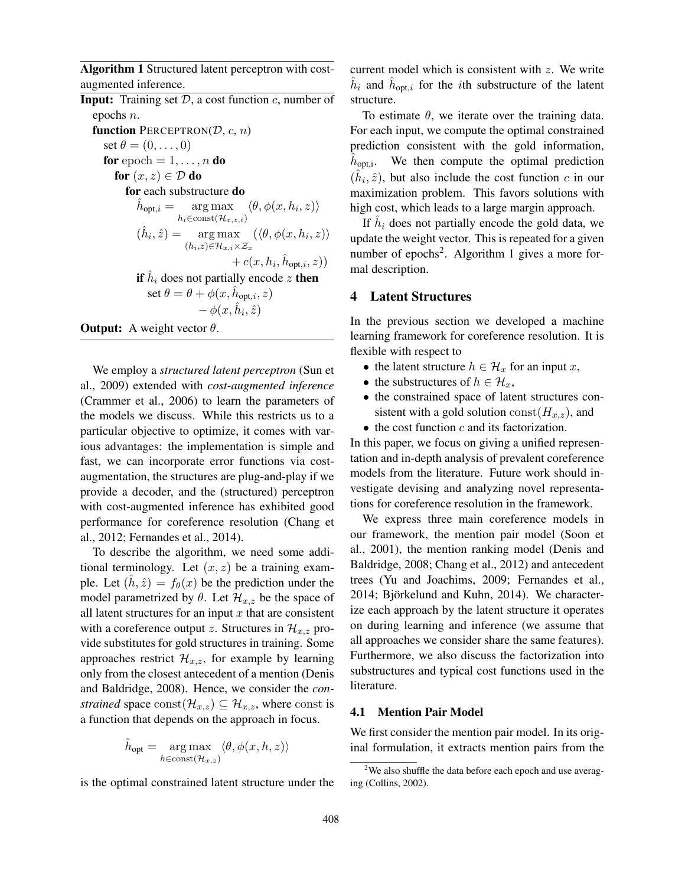**Algorithm 1** Structured latent perceptron with cost-augmented inference.

**Input:** Training set $\mathcal{D}$, a cost function $c$, number of epochs $n$.

```
function PERCEPTRON(D, c, n)
  set θ = (0, ..., 0)
  for epoch = 1, ..., n do
    for (x, z) ∈ D do
      for each substructure do
```

$$\hat{h}_{\text{opt},i} = \underset{h_i \in \text{const}(\mathcal{H}_{x,z,i})}{\arg\max} \langle \theta, \phi(x, h_i, z) \rangle$$

$$(\hat{h}_i, \hat{z}) = \underset{(h_i,z) \in \mathcal{H}_{x,i} \times \mathcal{Z}_x}{\arg\max} (\langle \theta, \phi(x, h_i, z) \rangle + c(x, h_i, \hat{h}_{\text{opt},i}, z))$$

**if** $\hat{h}_i$ does not partially encode $z$ **then**

set $\theta = \theta + \phi(x, \hat{h}_{\text{opt},i}, z) - \phi(x, \hat{h}_i, \hat{z})$

**Output:** A weight vector $\theta$.

We employ a *structured latent perceptron* (Sun et al., 2009) extended with *cost-augmented inference* (Crammer et al., 2006) to learn the parameters of the models we discuss. While this restricts us to a particular objective to optimize, it comes with various advantages: the implementation is simple and fast, we can incorporate error functions via cost-augmentation, the structures are plug-and-play if we provide a decoder, and the (structured) perceptron with cost-augmented inference has exhibited good performance for coreference resolution (Chang et al., 2012; Fernandes et al., 2014).

To describe the algorithm, we need some additional terminology. Let $(x, z)$ be a training example. Let $(\hat{h}, \hat{z}) = f_\theta(x)$ be the prediction under the model parametrized by $\theta$. Let $\mathcal{H}_{x,z}$ be the space of all latent structures for an input $x$ that are consistent with a coreference output $z$. Structures in $\mathcal{H}_{x,z}$ provide substitutes for gold structures in training. Some approaches restrict $\mathcal{H}_{x,z}$, for example by learning only from the closest antecedent of a mention (Denis and Baldridge, 2008). Hence, we consider the *constrained* space $\text{const}(\mathcal{H}_{x,z}) \subseteq \mathcal{H}_{x,z}$, where const is a function that depends on the approach in focus.

$$\hat{h}_{\text{opt}} = \underset{h \in \text{const}(\mathcal{H}_{x,z})}{\arg\max} \langle \theta, \phi(x, h, z) \rangle$$

is the optimal constrained latent structure under the current model which is consistent with $z$. We write $\hat{h}_i$ and $\hat{h}_{\text{opt},i}$ for the $i$th substructure of the latent structure.

To estimate $\theta$, we iterate over the training data. For each input, we compute the optimal constrained prediction consistent with the gold information, $\hat{h}_{\text{opt,i}}$. We then compute the optimal prediction $(\hat{h}_i, \hat{z})$, but also include the cost function $c$ in our maximization problem. This favors solutions with high cost, which leads to a large margin approach.

If $\hat{h}_i$ does not partially encode the gold data, we update the weight vector. This is repeated for a given number of epochs[2]. Algorithm 1 gives a more formal description.

## 4 Latent Structures

In the previous section we developed a machine learning framework for coreference resolution. It is flexible with respect to

- the latent structure $h \in \mathcal{H}_x$ for an input $x$,
- the substructures of $h \in \mathcal{H}_x$,
- the constrained space of latent structures consistent with a gold solution $\text{const}(H_{x,z})$, and
- the cost function $c$ and its factorization.

In this paper, we focus on giving a unified representation and in-depth analysis of prevalent coreference models from the literature. Future work should investigate devising and analyzing novel representations for coreference resolution in the framework.

We express three main coreference models in our framework, the mention pair model (Soon et al., 2001), the mention ranking model (Denis and Baldridge, 2008; Chang et al., 2012) and antecedent trees (Yu and Joachims, 2009; Fernandes et al., 2014; Björkelund and Kuhn, 2014). We characterize each approach by the latent structure it operates on during learning and inference (we assume that all approaches we consider share the same features). Furthermore, we also discuss the factorization into substructures and typical cost functions used in the literature.

### 4.1 Mention Pair Model

We first consider the mention pair model. In its original formulation, it extracts mention pairs from the

[2] We also shuffle the data before each epoch and use averaging (Collins, 2002).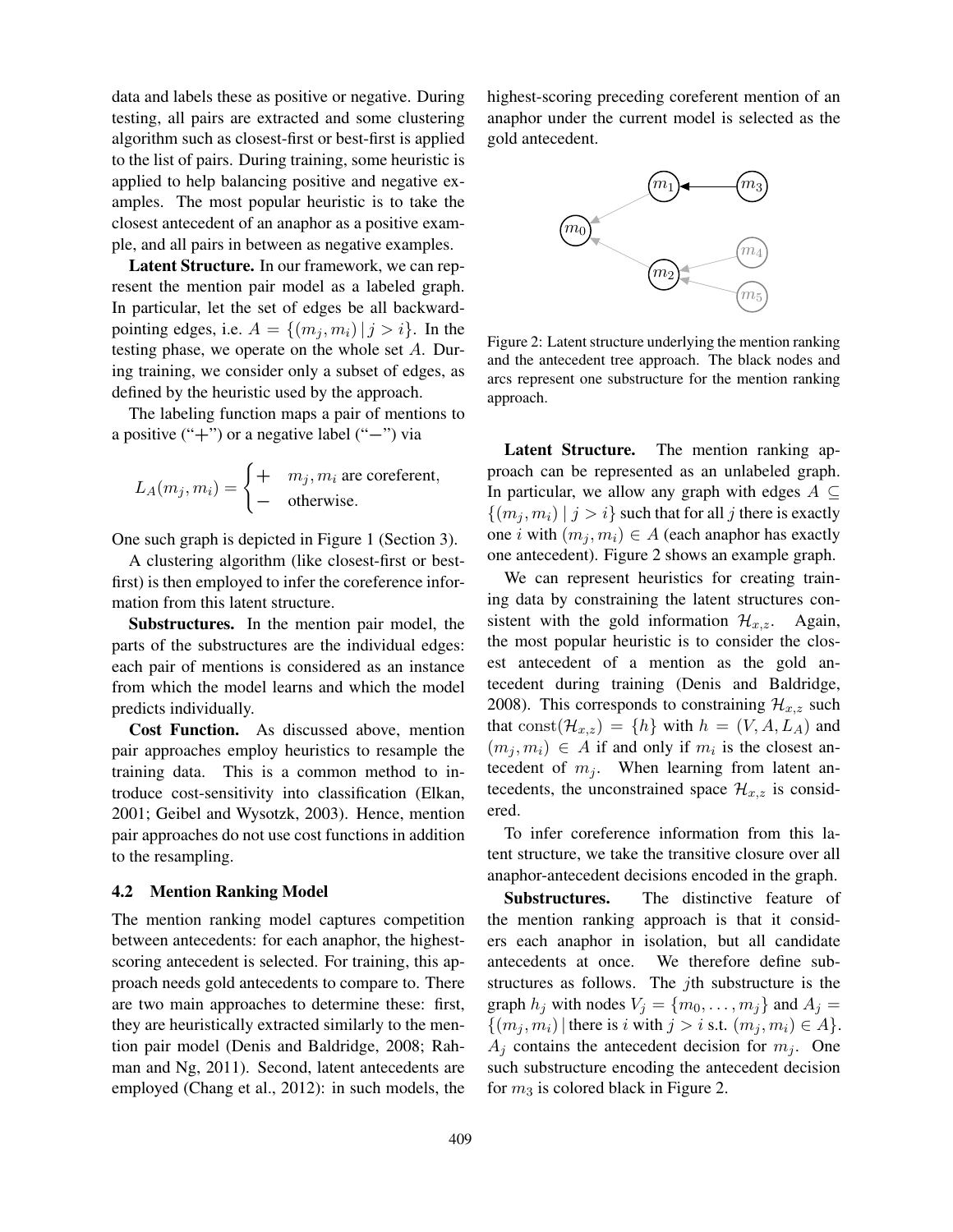data and labels these as positive or negative. During testing, all pairs are extracted and some clustering algorithm such as closest-first or best-first is applied to the list of pairs. During training, some heuristic is applied to help balancing positive and negative examples. The most popular heuristic is to take the closest antecedent of an anaphor as a positive example, and all pairs in between as negative examples.

**Latent Structure.** In our framework, we can represent the mention pair model as a labeled graph. In particular, let the set of edges be all backward-pointing edges, i.e. $A = \{(m_j, m_i) \mid j > i\}$. In the testing phase, we operate on the whole set $A$. During training, we consider only a subset of edges, as defined by the heuristic used by the approach.

The labeling function maps a pair of mentions to a positive ("+") or a negative label ("−") via

$$L_A(m_j, m_i) = \begin{cases} + & m_j, m_i \text{ are coreferent,} \\ - & \text{otherwise.} \end{cases}$$

One such graph is depicted in Figure 1 (Section 3).

A clustering algorithm (like closest-first or best-first) is then employed to infer the coreference information from this latent structure.

**Substructures.** In the mention pair model, the parts of the substructures are the individual edges: each pair of mentions is considered as an instance from which the model learns and which the model predicts individually.

**Cost Function.** As discussed above, mention pair approaches employ heuristics to resample the training data. This is a common method to introduce cost-sensitivity into classification (Elkan, 2001; Geibel and Wysotzk, 2003). Hence, mention pair approaches do not use cost functions in addition to the resampling.

### 4.2 Mention Ranking Model

The mention ranking model captures competition between antecedents: for each anaphor, the highest-scoring antecedent is selected. For training, this approach needs gold antecedents to compare to. There are two main approaches to determine these: first, they are heuristically extracted similarly to the mention pair model (Denis and Baldridge, 2008; Rahman and Ng, 2011). Second, latent antecedents are employed (Chang et al., 2012): in such models, the highest-scoring preceding coreferent mention of an anaphor under the current model is selected as the gold antecedent.

Figure 2: Latent structure underlying the mention ranking and the antecedent tree approach. The black nodes and arcs represent one substructure for the mention ranking approach.

**Latent Structure.** The mention ranking approach can be represented as an unlabeled graph. In particular, we allow any graph with edges $A \subseteq \{(m_j, m_i) \mid j > i\}$ such that for all $j$ there is exactly one $i$ with $(m_j, m_i) \in A$ (each anaphor has exactly one antecedent). Figure 2 shows an example graph.

We can represent heuristics for creating training data by constraining the latent structures consistent with the gold information $\mathcal{H}_{x,z}$. Again, the most popular heuristic is to consider the closest antecedent of a mention as the gold antecedent during training (Denis and Baldridge, 2008). This corresponds to constraining $\mathcal{H}_{x,z}$ such that $\text{const}(\mathcal{H}_{x,z}) = \{h\}$ with $h = (V, A, L_A)$ and $(m_j, m_i) \in A$ if and only if $m_i$ is the closest antecedent of $m_j$. When learning from latent antecedents, the unconstrained space $\mathcal{H}_{x,z}$ is considered.

To infer coreference information from this latent structure, we take the transitive closure over all anaphor-antecedent decisions encoded in the graph.

**Substructures.** The distinctive feature of the mention ranking approach is that it considers each anaphor in isolation, but all candidate antecedents at once. We therefore define substructures as follows. The $j$th substructure is the graph $h_j$ with nodes $V_j = \{m_0, \ldots, m_j\}$ and $A_j = \{(m_j, m_i) \mid \text{there is } i \text{ with } j > i \text{ s.t. } (m_j, m_i) \in A\}$. $A_j$ contains the antecedent decision for $m_j$. One such substructure encoding the antecedent decision for $m_3$ is colored black in Figure 2.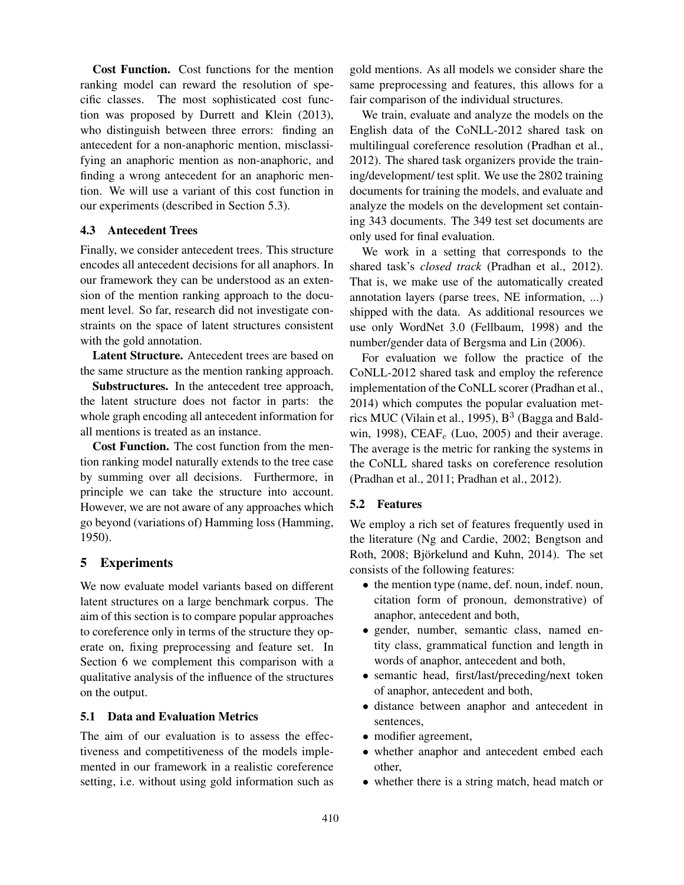**Cost Function.** Cost functions for the mention ranking model can reward the resolution of specific classes. The most sophisticated cost function was proposed by Durrett and Klein (2013), who distinguish between three errors: finding an antecedent for a non-anaphoric mention, misclassifying an anaphoric mention as non-anaphoric, and finding a wrong antecedent for an anaphoric mention. We will use a variant of this cost function in our experiments (described in Section 5.3).

### 4.3 Antecedent Trees

Finally, we consider antecedent trees. This structure encodes all antecedent decisions for all anaphors. In our framework they can be understood as an extension of the mention ranking approach to the document level. So far, research did not investigate constraints on the space of latent structures consistent with the gold annotation.

**Latent Structure.** Antecedent trees are based on the same structure as the mention ranking approach.

**Substructures.** In the antecedent tree approach, the latent structure does not factor in parts: the whole graph encoding all antecedent information for all mentions is treated as an instance.

**Cost Function.** The cost function from the mention ranking model naturally extends to the tree case by summing over all decisions. Furthermore, in principle we can take the structure into account. However, we are not aware of any approaches which go beyond (variations of) Hamming loss (Hamming, 1950).

## 5 Experiments

We now evaluate model variants based on different latent structures on a large benchmark corpus. The aim of this section is to compare popular approaches to coreference only in terms of the structure they operate on, fixing preprocessing and feature set. In Section 6 we complement this comparison with a qualitative analysis of the influence of the structures on the output.

### 5.1 Data and Evaluation Metrics

The aim of our evaluation is to assess the effectiveness and competitiveness of the models implemented in our framework in a realistic coreference setting, i.e. without using gold information such as gold mentions. As all models we consider share the same preprocessing and features, this allows for a fair comparison of the individual structures.

We train, evaluate and analyze the models on the English data of the CoNLL-2012 shared task on multilingual coreference resolution (Pradhan et al., 2012). The shared task organizers provide the training/development/ test split. We use the 2802 training documents for training the models, and evaluate and analyze the models on the development set containing 343 documents. The 349 test set documents are only used for final evaluation.

We work in a setting that corresponds to the shared task's *closed track* (Pradhan et al., 2012). That is, we make use of the automatically created annotation layers (parse trees, NE information, ...) shipped with the data. As additional resources we use only WordNet 3.0 (Fellbaum, 1998) and the number/gender data of Bergsma and Lin (2006).

For evaluation we follow the practice of the CoNLL-2012 shared task and employ the reference implementation of the CoNLL scorer (Pradhan et al., 2014) which computes the popular evaluation metrics MUC (Vilain et al., 1995), $B^3$ (Bagga and Baldwin, 1998), $CEAF_e$ (Luo, 2005) and their average. The average is the metric for ranking the systems in the CoNLL shared tasks on coreference resolution (Pradhan et al., 2011; Pradhan et al., 2012).

### 5.2 Features

We employ a rich set of features frequently used in the literature (Ng and Cardie, 2002; Bengtson and Roth, 2008; Björkelund and Kuhn, 2014). The set consists of the following features:

- the mention type (name, def. noun, indef. noun, citation form of pronoun, demonstrative) of anaphor, antecedent and both,
- gender, number, semantic class, named entity class, grammatical function and length in words of anaphor, antecedent and both,
- semantic head, first/last/preceding/next token of anaphor, antecedent and both,
- distance between anaphor and antecedent in sentences,
- modifier agreement,
- whether anaphor and antecedent embed each other,
- whether there is a string match, head match or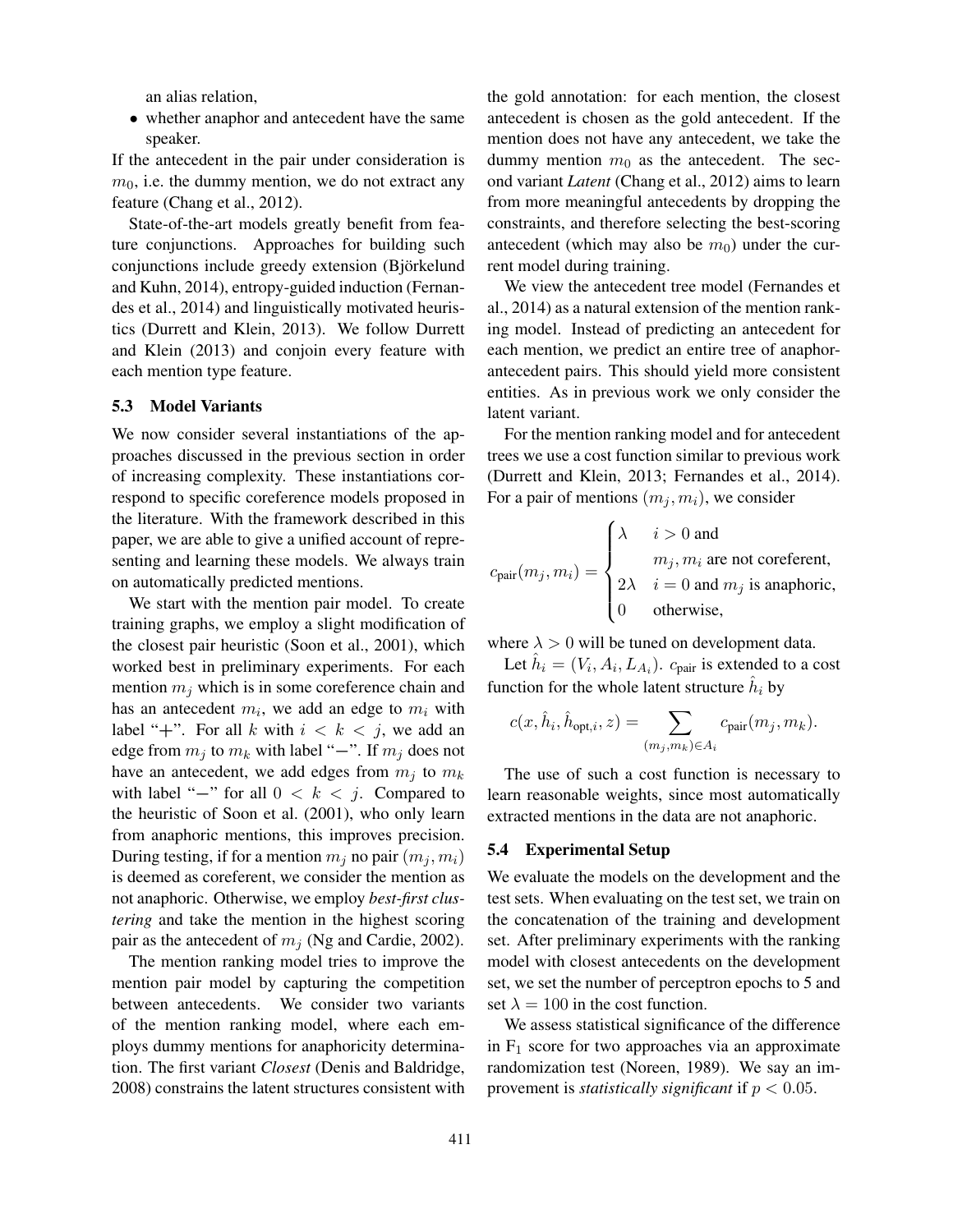an alias relation,

- whether anaphor and antecedent have the same speaker.

If the antecedent in the pair under consideration is $m_0$, i.e. the dummy mention, we do not extract any feature (Chang et al., 2012).

State-of-the-art models greatly benefit from feature conjunctions. Approaches for building such conjunctions include greedy extension (Björkelund and Kuhn, 2014), entropy-guided induction (Fernandes et al., 2014) and linguistically motivated heuristics (Durrett and Klein, 2013). We follow Durrett and Klein (2013) and conjoin every feature with each mention type feature.

### 5.3 Model Variants

We now consider several instantiations of the approaches discussed in the previous section in order of increasing complexity. These instantiations correspond to specific coreference models proposed in the literature. With the framework described in this paper, we are able to give a unified account of representing and learning these models. We always train on automatically predicted mentions.

We start with the mention pair model. To create training graphs, we employ a slight modification of the closest pair heuristic (Soon et al., 2001), which worked best in preliminary experiments. For each mention $m_j$ which is in some coreference chain and has an antecedent $m_i$, we add an edge to $m_i$ with label "$+$". For all $k$ with $i < k < j$, we add an edge from $m_j$ to $m_k$ with label "$-$". If $m_j$ does not have an antecedent, we add edges from $m_j$ to $m_k$ with label "$-$" for all $0 < k < j$. Compared to the heuristic of Soon et al. (2001), who only learn from anaphoric mentions, this improves precision. During testing, if for a mention $m_j$ no pair $(m_j, m_i)$ is deemed as coreferent, we consider the mention as not anaphoric. Otherwise, we employ *best-first clustering* and take the mention in the highest scoring pair as the antecedent of $m_j$ (Ng and Cardie, 2002).

The mention ranking model tries to improve the mention pair model by capturing the competition between antecedents. We consider two variants of the mention ranking model, where each employs dummy mentions for anaphoricity determination. The first variant *Closest* (Denis and Baldridge, 2008) constrains the latent structures consistent with the gold annotation: for each mention, the closest antecedent is chosen as the gold antecedent. If the mention does not have any antecedent, we take the dummy mention $m_0$ as the antecedent. The second variant *Latent* (Chang et al., 2012) aims to learn from more meaningful antecedents by dropping the constraints, and therefore selecting the best-scoring antecedent (which may also be $m_0$) under the current model during training.

We view the antecedent tree model (Fernandes et al., 2014) as a natural extension of the mention ranking model. Instead of predicting an antecedent for each mention, we predict an entire tree of anaphor-antecedent pairs. This should yield more consistent entities. As in previous work we only consider the latent variant.

For the mention ranking model and for antecedent trees we use a cost function similar to previous work (Durrett and Klein, 2013; Fernandes et al., 2014). For a pair of mentions $(m_j, m_i)$, we consider

$$c_{\text{pair}}(m_j, m_i) = \begin{cases} \lambda & i > 0 \text{ and} \\ & m_j, m_i \text{ are not coreferent,} \\ 2\lambda & i = 0 \text{ and } m_j \text{ is anaphoric,} \\ 0 & \text{otherwise,} \end{cases}$$

where $\lambda > 0$ will be tuned on development data.

Let $\hat{h}_i = (V_i, A_i, L_{A_i})$. $c_{\text{pair}}$ is extended to a cost function for the whole latent structure $\hat{h}_i$ by

$$c(x, \hat{h}_i, \hat{h}_{\text{opt},i}, z) = \sum_{(m_j, m_k) \in A_i} c_{\text{pair}}(m_j, m_k).$$

The use of such a cost function is necessary to learn reasonable weights, since most automatically extracted mentions in the data are not anaphoric.

### 5.4 Experimental Setup

We evaluate the models on the development and the test sets. When evaluating on the test set, we train on the concatenation of the training and development set. After preliminary experiments with the ranking model with closest antecedents on the development set, we set the number of perceptron epochs to 5 and set $\lambda = 100$ in the cost function.

We assess statistical significance of the difference in $F_1$ score for two approaches via an approximate randomization test (Noreen, 1989). We say an improvement is *statistically significant* if $p < 0.05$.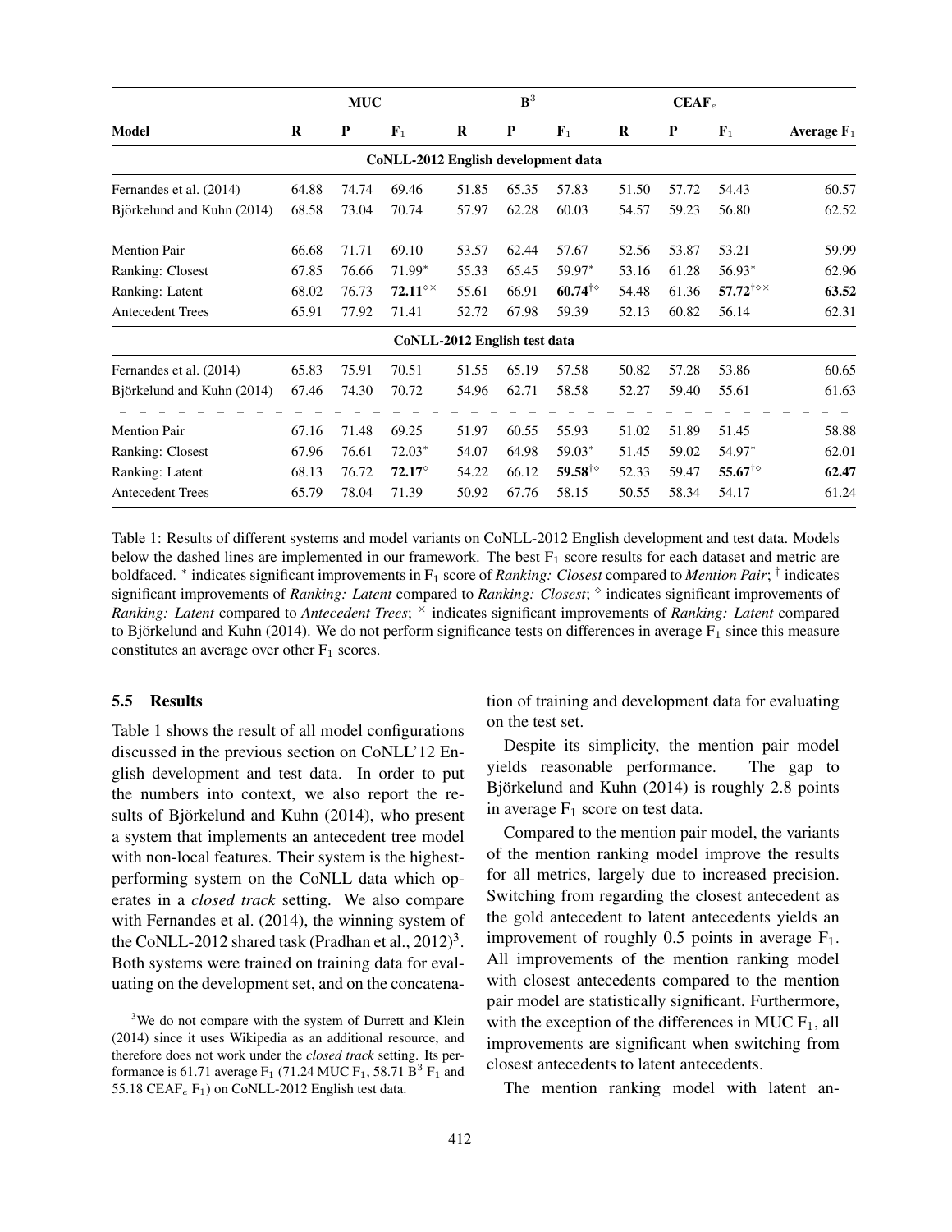| Model | MUC | | | $B^3$ | | | $CEAF_e$ | | | Average $F_1$ |
|---|---|---|---|---|---|---|---|---|---|---|
| | R | P | $F_1$ | R | P | $F_1$ | R | P | $F_1$ | |
| **CoNLL-2012 English development data** | | | | | | | | | | |
| Fernandes et al. (2014) | 64.88 | 74.74 | 69.46 | 51.85 | 65.35 | 57.83 | 51.50 | 57.72 | 54.43 | 60.57 |
| Björkelund and Kuhn (2014) | 68.58 | 73.04 | 70.74 | 57.97 | 62.28 | 60.03 | 54.57 | 59.23 | 56.80 | 62.52 |
| Mention Pair | 66.68 | 71.71 | 69.10 | 53.57 | 62.44 | 57.67 | 52.56 | 53.87 | 53.21 | 59.99 |
| Ranking: Closest | 67.85 | 76.66 | $71.99^{*}$ | 55.33 | 65.45 | $59.97^{*}$ | 53.16 | 61.28 | $56.93^{*}$ | 62.96 |
| Ranking: Latent | 68.02 | 76.73 | $\mathbf{72.11}^{\diamond\times}$ | 55.61 | 66.91 | $\mathbf{60.74}^{\dagger\diamond}$ | 54.48 | 61.36 | $\mathbf{57.72}^{\dagger\diamond\times}$ | **63.52** |
| Antecedent Trees | 65.91 | 77.92 | 71.41 | 52.72 | 67.98 | 59.39 | 52.13 | 60.82 | 56.14 | 62.31 |
| **CoNLL-2012 English test data** | | | | | | | | | | |
| Fernandes et al. (2014) | 65.83 | 75.91 | 70.51 | 51.55 | 65.19 | 57.58 | 50.82 | 57.28 | 53.86 | 60.65 |
| Björkelund and Kuhn (2014) | 67.46 | 74.30 | 70.72 | 54.96 | 62.71 | 58.58 | 52.27 | 59.40 | 55.61 | 61.63 |
| Mention Pair | 67.16 | 71.48 | 69.25 | 51.97 | 60.55 | 55.93 | 51.02 | 51.89 | 51.45 | 58.88 |
| Ranking: Closest | 67.96 | 76.61 | $72.03^{*}$ | 54.07 | 64.98 | $59.03^{*}$ | 51.45 | 59.02 | $54.97^{*}$ | 62.01 |
| Ranking: Latent | 68.13 | 76.72 | $\mathbf{72.17}^{\diamond}$ | 54.22 | 66.12 | $\mathbf{59.58}^{\dagger\diamond}$ | 52.33 | 59.47 | $\mathbf{55.67}^{\dagger\diamond}$ | **62.47** |
| Antecedent Trees | 65.79 | 78.04 | 71.39 | 50.92 | 67.76 | 58.15 | 50.55 | 58.34 | 54.17 | 61.24 |

Table 1: Results of different systems and model variants on CoNLL-2012 English development and test data. Models below the dashed lines are implemented in our framework. The best $F_1$ score results for each dataset and metric are boldfaced. $^{*}$ indicates significant improvements in $F_1$ score of *Ranking: Closest* compared to *Mention Pair*; $^{\dagger}$ indicates significant improvements of *Ranking: Latent* compared to *Ranking: Closest*; $^{\diamond}$ indicates significant improvements of *Ranking: Latent* compared to *Antecedent Trees*; $^{\times}$ indicates significant improvements of *Ranking: Latent* compared to Björkelund and Kuhn (2014). We do not perform significance tests on differences in average $F_1$ since this measure constitutes an average over other $F_1$ scores.

### 5.5 Results

Table 1 shows the result of all model configurations discussed in the previous section on CoNLL'12 English development and test data. In order to put the numbers into context, we also report the results of Björkelund and Kuhn (2014), who present a system that implements an antecedent tree model with non-local features. Their system is the highest-performing system on the CoNLL data which operates in a *closed track* setting. We also compare with Fernandes et al. (2014), the winning system of the CoNLL-2012 shared task (Pradhan et al., 2012)[3]. Both systems were trained on training data for evaluating on the development set, and on the concatenation of training and development data for evaluating on the test set.

Despite its simplicity, the mention pair model yields reasonable performance. The gap to Björkelund and Kuhn (2014) is roughly 2.8 points in average $F_1$ score on test data.

Compared to the mention pair model, the variants of the mention ranking model improve the results for all metrics, largely due to increased precision. Switching from regarding the closest antecedent as the gold antecedent to latent antecedents yields an improvement of roughly 0.5 points in average $F_1$. All improvements of the mention ranking model with closest antecedents compared to the mention pair model are statistically significant. Furthermore, with the exception of the differences in MUC $F_1$, all improvements are significant when switching from closest antecedents to latent antecedents.

The mention ranking model with latent an-

[3]We do not compare with the system of Durrett and Klein (2014) since it uses Wikipedia as an additional resource, and therefore does not work under the *closed track* setting. Its performance is 61.71 average $F_1$ (71.24 MUC $F_1$, 58.71 $B^3$ $F_1$ and 55.18 $CEAF_e$ $F_1$) on CoNLL-2012 English test data.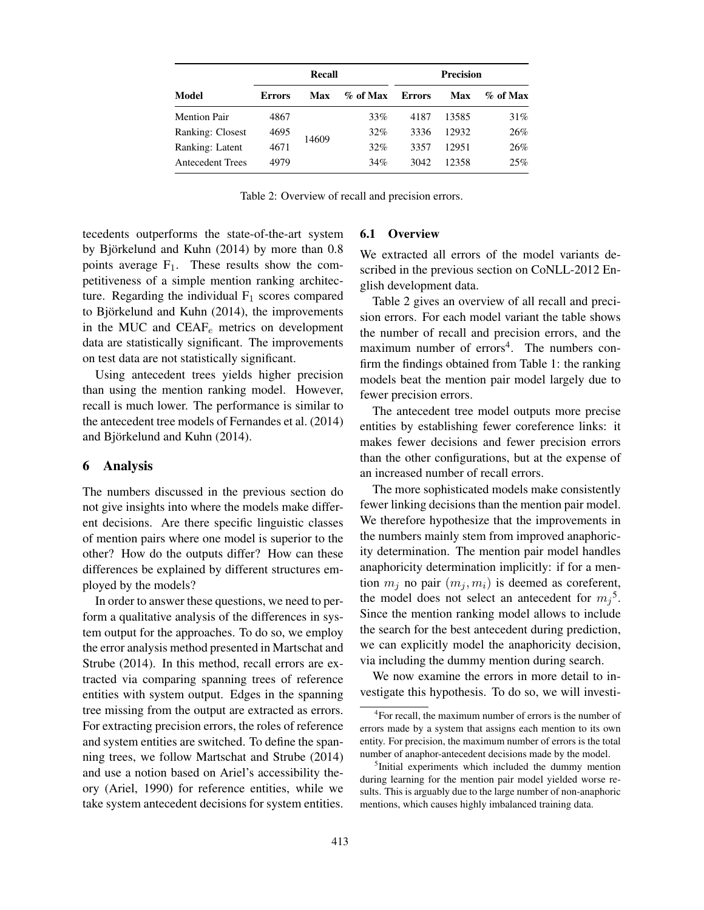| Model | Recall | | | Precision | | |
|---|---|---|---|---|---|---|
| | Errors | Max | % of Max | Errors | Max | % of Max |
| Mention Pair | 4867 | 14609 | 33% | 4187 | 13585 | 31% |
| Ranking: Closest | 4695 | 14609 | 32% | 3336 | 12932 | 26% |
| Ranking: Latent | 4671 | 14609 | 32% | 3357 | 12951 | 26% |
| Antecedent Trees | 4979 | 14609 | 34% | 3042 | 12358 | 25% |

Table 2: Overview of recall and precision errors.

tecedents outperforms the state-of-the-art system by Björkelund and Kuhn (2014) by more than 0.8 points average $F_1$. These results show the competitiveness of a simple mention ranking architecture. Regarding the individual $F_1$ scores compared to Björkelund and Kuhn (2014), the improvements in the MUC and $CEAF_e$ metrics on development data are statistically significant. The improvements on test data are not statistically significant.

Using antecedent trees yields higher precision than using the mention ranking model. However, recall is much lower. The performance is similar to the antecedent tree models of Fernandes et al. (2014) and Björkelund and Kuhn (2014).

## 6 Analysis

The numbers discussed in the previous section do not give insights into where the models make different decisions. Are there specific linguistic classes of mention pairs where one model is superior to the other? How do the outputs differ? How can these differences be explained by different structures employed by the models?

In order to answer these questions, we need to perform a qualitative analysis of the differences in system output for the approaches. To do so, we employ the error analysis method presented in Martschat and Strube (2014). In this method, recall errors are extracted via comparing spanning trees of reference entities with system output. Edges in the spanning tree missing from the output are extracted as errors. For extracting precision errors, the roles of reference and system entities are switched. To define the spanning trees, we follow Martschat and Strube (2014) and use a notion based on Ariel's accessibility theory (Ariel, 1990) for reference entities, while we take system antecedent decisions for system entities.

### 6.1 Overview

We extracted all errors of the model variants described in the previous section on CoNLL-2012 English development data.

Table 2 gives an overview of all recall and precision errors. For each model variant the table shows the number of recall and precision errors, and the maximum number of errors[4]. The numbers confirm the findings obtained from Table 1: the ranking models beat the mention pair model largely due to fewer precision errors.

The antecedent tree model outputs more precise entities by establishing fewer coreference links: it makes fewer decisions and fewer precision errors than the other configurations, but at the expense of an increased number of recall errors.

The more sophisticated models make consistently fewer linking decisions than the mention pair model. We therefore hypothesize that the improvements in the numbers mainly stem from improved anaphoricity determination. The mention pair model handles anaphoricity determination implicitly: if for a mention $m_j$ no pair $(m_j, m_i)$ is deemed as coreferent, the model does not select an antecedent for $m_j$[5]. Since the mention ranking model allows to include the search for the best antecedent during prediction, we can explicitly model the anaphoricity decision, via including the dummy mention during search.

We now examine the errors in more detail to investigate this hypothesis. To do so, we will investi-

[4] For recall, the maximum number of errors is the number of errors made by a system that assigns each mention to its own entity. For precision, the maximum number of errors is the total number of anaphor-antecedent decisions made by the model.

[5] Initial experiments which included the dummy mention during learning for the mention pair model yielded worse results. This is arguably due to the large number of non-anaphoric mentions, which causes highly imbalanced training data.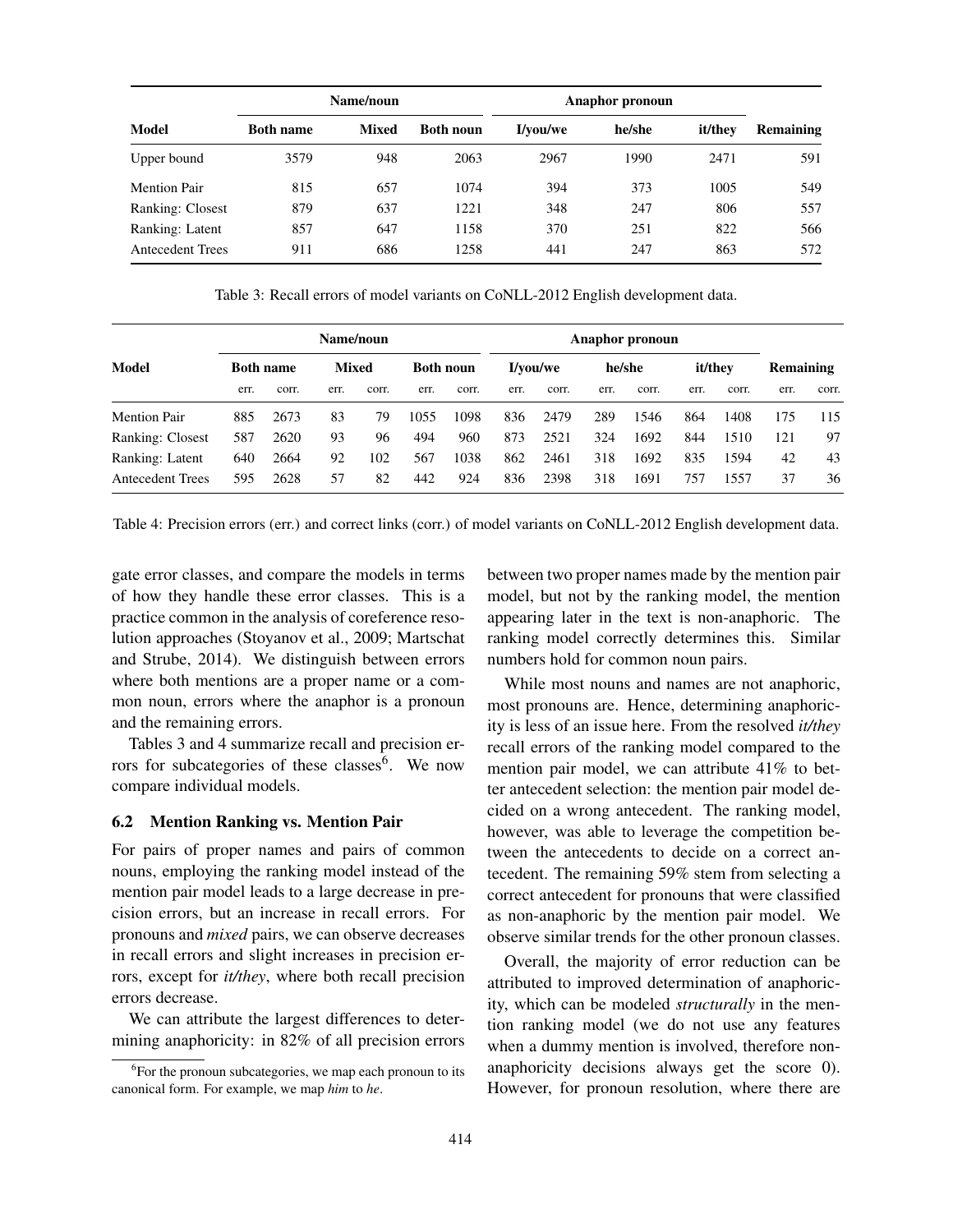| Model | Name/noun | | | Anaphor pronoun | | | |
|---|---|---|---|---|---|---|---|
| | Both name | Mixed | Both noun | I/you/we | he/she | it/they | Remaining |
| Upper bound | 3579 | 948 | 2063 | 2967 | 1990 | 2471 | 591 |
| Mention Pair | 815 | 657 | 1074 | 394 | 373 | 1005 | 549 |
| Ranking: Closest | 879 | 637 | 1221 | 348 | 247 | 806 | 557 |
| Ranking: Latent | 857 | 647 | 1158 | 370 | 251 | 822 | 566 |
| Antecedent Trees | 911 | 686 | 1258 | 441 | 247 | 863 | 572 |

Table 3: Recall errors of model variants on CoNLL-2012 English development data.

| Model | Name/noun | | | | | | Anaphor pronoun | | | | | | | |
|---|---|---|---|---|---|---|---|---|---|---|---|---|---|---|
| | Both name | | Mixed | | Both noun | | I/you/we | | he/she | | it/they | | Remaining | |
| | err. | corr. | err. | corr. | err. | corr. | err. | corr. | err. | corr. | err. | corr. | err. | corr. |
| Mention Pair | 885 | 2673 | 83 | 79 | 1055 | 1098 | 836 | 2479 | 289 | 1546 | 864 | 1408 | 175 | 115 |
| Ranking: Closest | 587 | 2620 | 93 | 96 | 494 | 960 | 873 | 2521 | 324 | 1692 | 844 | 1510 | 121 | 97 |
| Ranking: Latent | 640 | 2664 | 92 | 102 | 567 | 1038 | 862 | 2461 | 318 | 1692 | 835 | 1594 | 42 | 43 |
| Antecedent Trees | 595 | 2628 | 57 | 82 | 442 | 924 | 836 | 2398 | 318 | 1691 | 757 | 1557 | 37 | 36 |

Table 4: Precision errors (err.) and correct links (corr.) of model variants on CoNLL-2012 English development data.

gate error classes, and compare the models in terms of how they handle these error classes. This is a practice common in the analysis of coreference resolution approaches (Stoyanov et al., 2009; Martschat and Strube, 2014). We distinguish between errors where both mentions are a proper name or a common noun, errors where the anaphor is a pronoun and the remaining errors.

Tables 3 and 4 summarize recall and precision errors for subcategories of these classes[6]. We now compare individual models.

### 6.2 Mention Ranking vs. Mention Pair

For pairs of proper names and pairs of common nouns, employing the ranking model instead of the mention pair model leads to a large decrease in precision errors, but an increase in recall errors. For pronouns and *mixed* pairs, we can observe decreases in recall errors and slight increases in precision errors, except for *it/they*, where both recall precision errors decrease.

We can attribute the largest differences to determining anaphoricity: in 82% of all precision errors between two proper names made by the mention pair model, but not by the ranking model, the mention appearing later in the text is non-anaphoric. The ranking model correctly determines this. Similar numbers hold for common noun pairs.

While most nouns and names are not anaphoric, most pronouns are. Hence, determining anaphoricity is less of an issue here. From the resolved *it/they* recall errors of the ranking model compared to the mention pair model, we can attribute 41% to better antecedent selection: the mention pair model decided on a wrong antecedent. The ranking model, however, was able to leverage the competition between the antecedents to decide on a correct antecedent. The remaining 59% stem from selecting a correct antecedent for pronouns that were classified as non-anaphoric by the mention pair model. We observe similar trends for the other pronoun classes.

Overall, the majority of error reduction can be attributed to improved determination of anaphoricity, which can be modeled *structurally* in the mention ranking model (we do not use any features when a dummy mention is involved, therefore non-anaphoricity decisions always get the score 0). However, for pronoun resolution, where there are

[6] For the pronoun subcategories, we map each pronoun to its canonical form. For example, we map *him* to *he*.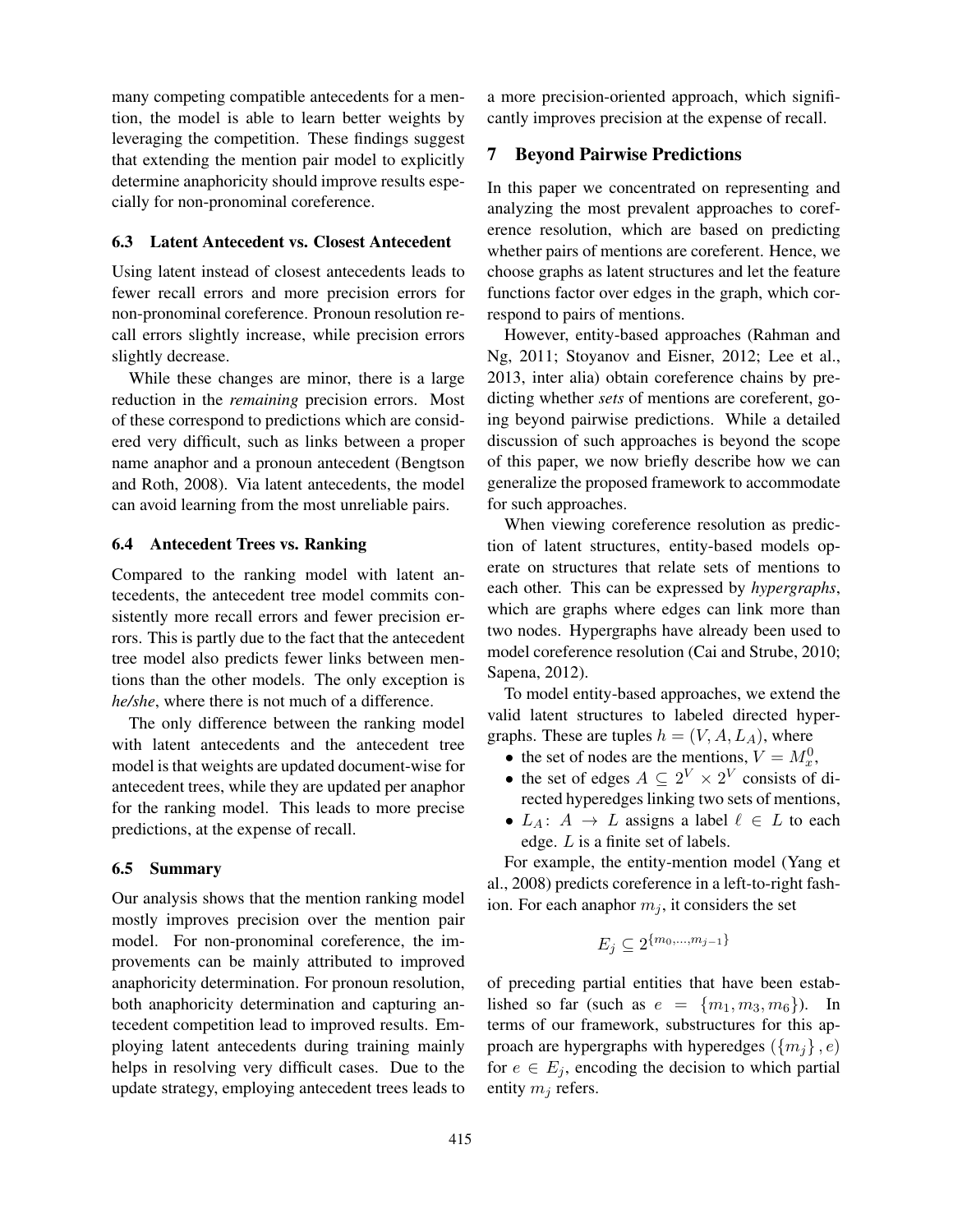many competing compatible antecedents for a mention, the model is able to learn better weights by leveraging the competition. These findings suggest that extending the mention pair model to explicitly determine anaphoricity should improve results especially for non-pronominal coreference.

### 6.3 Latent Antecedent vs. Closest Antecedent

Using latent instead of closest antecedents leads to fewer recall errors and more precision errors for non-pronominal coreference. Pronoun resolution recall errors slightly increase, while precision errors slightly decrease.

While these changes are minor, there is a large reduction in the *remaining* precision errors. Most of these correspond to predictions which are considered very difficult, such as links between a proper name anaphor and a pronoun antecedent (Bengtson and Roth, 2008). Via latent antecedents, the model can avoid learning from the most unreliable pairs.

### 6.4 Antecedent Trees vs. Ranking

Compared to the ranking model with latent antecedents, the antecedent tree model commits consistently more recall errors and fewer precision errors. This is partly due to the fact that the antecedent tree model also predicts fewer links between mentions than the other models. The only exception is *he/she*, where there is not much of a difference.

The only difference between the ranking model with latent antecedents and the antecedent tree model is that weights are updated document-wise for antecedent trees, while they are updated per anaphor for the ranking model. This leads to more precise predictions, at the expense of recall.

### 6.5 Summary

Our analysis shows that the mention ranking model mostly improves precision over the mention pair model. For non-pronominal coreference, the improvements can be mainly attributed to improved anaphoricity determination. For pronoun resolution, both anaphoricity determination and capturing antecedent competition lead to improved results. Employing latent antecedents during training mainly helps in resolving very difficult cases. Due to the update strategy, employing antecedent trees leads to a more precision-oriented approach, which significantly improves precision at the expense of recall.

## 7 Beyond Pairwise Predictions

In this paper we concentrated on representing and analyzing the most prevalent approaches to coreference resolution, which are based on predicting whether pairs of mentions are coreferent. Hence, we choose graphs as latent structures and let the feature functions factor over edges in the graph, which correspond to pairs of mentions.

However, entity-based approaches (Rahman and Ng, 2011; Stoyanov and Eisner, 2012; Lee et al., 2013, inter alia) obtain coreference chains by predicting whether *sets* of mentions are coreferent, going beyond pairwise predictions. While a detailed discussion of such approaches is beyond the scope of this paper, we now briefly describe how we can generalize the proposed framework to accommodate for such approaches.

When viewing coreference resolution as prediction of latent structures, entity-based models operate on structures that relate sets of mentions to each other. This can be expressed by *hypergraphs*, which are graphs where edges can link more than two nodes. Hypergraphs have already been used to model coreference resolution (Cai and Strube, 2010; Sapena, 2012).

To model entity-based approaches, we extend the valid latent structures to labeled directed hypergraphs. These are tuples $h = (V, A, L_A)$, where

- the set of nodes are the mentions, $V = M_x^0$,
- the set of edges $A \subseteq 2^V \times 2^V$ consists of directed hyperedges linking two sets of mentions,
- $L_A \colon A \to L$ assigns a label $\ell \in L$ to each edge. $L$ is a finite set of labels.

For example, the entity-mention model (Yang et al., 2008) predicts coreference in a left-to-right fashion. For each anaphor $m_j$, it considers the set

$$E_j \subseteq 2^{\{m_0, \dots, m_{j-1}\}}$$

of preceding partial entities that have been established so far (such as $e = \{m_1, m_3, m_6\}$). In terms of our framework, substructures for this approach are hypergraphs with hyperedges $(\{m_j\}, e)$ for $e \in E_j$, encoding the decision to which partial entity $m_j$ refers.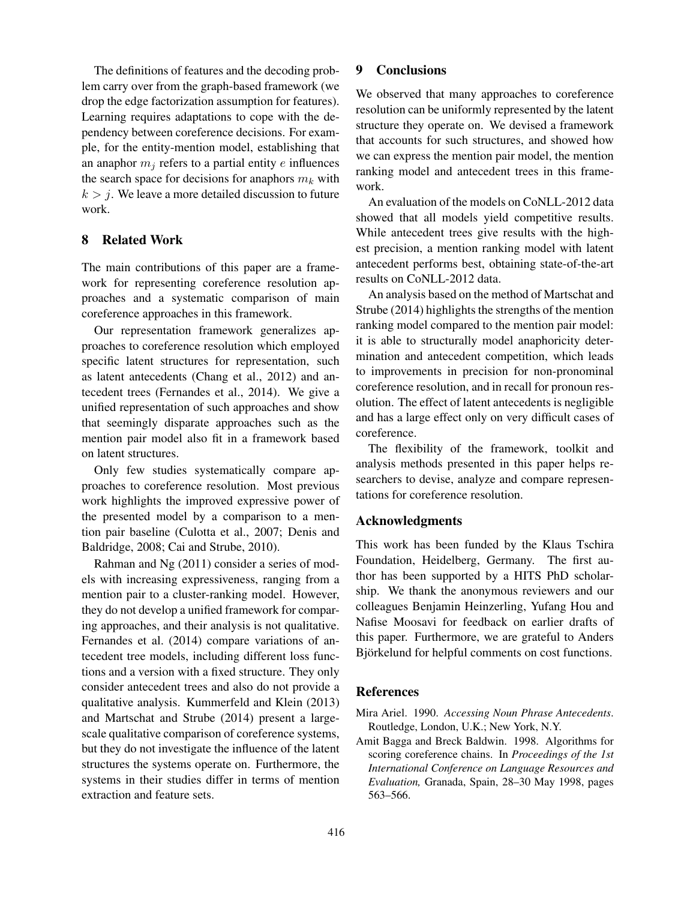The definitions of features and the decoding problem carry over from the graph-based framework (we drop the edge factorization assumption for features). Learning requires adaptations to cope with the dependency between coreference decisions. For example, for the entity-mention model, establishing that an anaphor $m_j$ refers to a partial entity $e$ influences the search space for decisions for anaphors $m_k$ with $k > j$. We leave a more detailed discussion to future work.

## 8 Related Work

The main contributions of this paper are a framework for representing coreference resolution approaches and a systematic comparison of main coreference approaches in this framework.

Our representation framework generalizes approaches to coreference resolution which employed specific latent structures for representation, such as latent antecedents (Chang et al., 2012) and antecedent trees (Fernandes et al., 2014). We give a unified representation of such approaches and show that seemingly disparate approaches such as the mention pair model also fit in a framework based on latent structures.

Only few studies systematically compare approaches to coreference resolution. Most previous work highlights the improved expressive power of the presented model by a comparison to a mention pair baseline (Culotta et al., 2007; Denis and Baldridge, 2008; Cai and Strube, 2010).

Rahman and Ng (2011) consider a series of models with increasing expressiveness, ranging from a mention pair to a cluster-ranking model. However, they do not develop a unified framework for comparing approaches, and their analysis is not qualitative. Fernandes et al. (2014) compare variations of antecedent tree models, including different loss functions and a version with a fixed structure. They only consider antecedent trees and also do not provide a qualitative analysis. Kummerfeld and Klein (2013) and Martschat and Strube (2014) present a large-scale qualitative comparison of coreference systems, but they do not investigate the influence of the latent structures the systems operate on. Furthermore, the systems in their studies differ in terms of mention extraction and feature sets.

## 9 Conclusions

We observed that many approaches to coreference resolution can be uniformly represented by the latent structure they operate on. We devised a framework that accounts for such structures, and showed how we can express the mention pair model, the mention ranking model and antecedent trees in this framework.

An evaluation of the models on CoNLL-2012 data showed that all models yield competitive results. While antecedent trees give results with the highest precision, a mention ranking model with latent antecedent performs best, obtaining state-of-the-art results on CoNLL-2012 data.

An analysis based on the method of Martschat and Strube (2014) highlights the strengths of the mention ranking model compared to the mention pair model: it is able to structurally model anaphoricity determination and antecedent competition, which leads to improvements in precision for non-pronominal coreference resolution, and in recall for pronoun resolution. The effect of latent antecedents is negligible and has a large effect only on very difficult cases of coreference.

The flexibility of the framework, toolkit and analysis methods presented in this paper helps researchers to devise, analyze and compare representations for coreference resolution.

## Acknowledgments

This work has been funded by the Klaus Tschira Foundation, Heidelberg, Germany. The first author has been supported by a HITS PhD scholarship. We thank the anonymous reviewers and our colleagues Benjamin Heinzerling, Yufang Hou and Nafise Moosavi for feedback on earlier drafts of this paper. Furthermore, we are grateful to Anders Björkelund for helpful comments on cost functions.

## References

Mira Ariel. 1990. *Accessing Noun Phrase Antecedents*. Routledge, London, U.K.; New York, N.Y.

Amit Bagga and Breck Baldwin. 1998. Algorithms for scoring coreference chains. In *Proceedings of the 1st International Conference on Language Resources and Evaluation,* Granada, Spain, 28–30 May 1998, pages 563–566.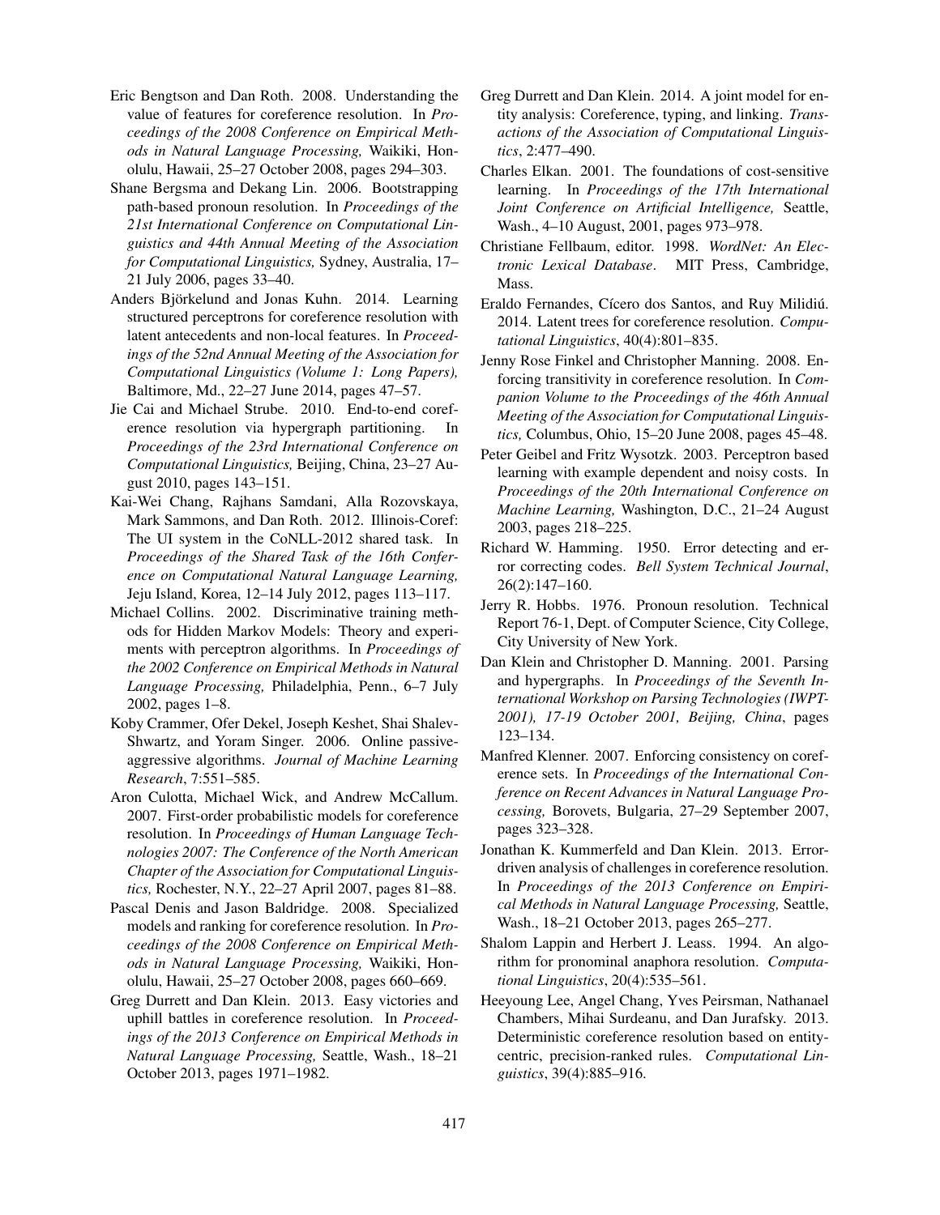Eric Bengtson and Dan Roth. 2008. Understanding the value of features for coreference resolution. In *Proceedings of the 2008 Conference on Empirical Methods in Natural Language Processing,* Waikiki, Honolulu, Hawaii, 25–27 October 2008, pages 294–303.

Shane Bergsma and Dekang Lin. 2006. Bootstrapping path-based pronoun resolution. In *Proceedings of the 21st International Conference on Computational Linguistics and 44th Annual Meeting of the Association for Computational Linguistics,* Sydney, Australia, 17–21 July 2006, pages 33–40.

Anders Björkelund and Jonas Kuhn. 2014. Learning structured perceptrons for coreference resolution with latent antecedents and non-local features. In *Proceedings of the 52nd Annual Meeting of the Association for Computational Linguistics (Volume 1: Long Papers),* Baltimore, Md., 22–27 June 2014, pages 47–57.

Jie Cai and Michael Strube. 2010. End-to-end coreference resolution via hypergraph partitioning. In *Proceedings of the 23rd International Conference on Computational Linguistics,* Beijing, China, 23–27 August 2010, pages 143–151.

Kai-Wei Chang, Rajhans Samdani, Alla Rozovskaya, Mark Sammons, and Dan Roth. 2012. Illinois-Coref: The UI system in the CoNLL-2012 shared task. In *Proceedings of the Shared Task of the 16th Conference on Computational Natural Language Learning,* Jeju Island, Korea, 12–14 July 2012, pages 113–117.

Michael Collins. 2002. Discriminative training methods for Hidden Markov Models: Theory and experiments with perceptron algorithms. In *Proceedings of the 2002 Conference on Empirical Methods in Natural Language Processing,* Philadelphia, Penn., 6–7 July 2002, pages 1–8.

Koby Crammer, Ofer Dekel, Joseph Keshet, Shai Shalev-Shwartz, and Yoram Singer. 2006. Online passive-aggressive algorithms. *Journal of Machine Learning Research*, 7:551–585.

Aron Culotta, Michael Wick, and Andrew McCallum. 2007. First-order probabilistic models for coreference resolution. In *Proceedings of Human Language Technologies 2007: The Conference of the North American Chapter of the Association for Computational Linguistics,* Rochester, N.Y., 22–27 April 2007, pages 81–88.

Pascal Denis and Jason Baldridge. 2008. Specialized models and ranking for coreference resolution. In *Proceedings of the 2008 Conference on Empirical Methods in Natural Language Processing,* Waikiki, Honolulu, Hawaii, 25–27 October 2008, pages 660–669.

Greg Durrett and Dan Klein. 2013. Easy victories and uphill battles in coreference resolution. In *Proceedings of the 2013 Conference on Empirical Methods in Natural Language Processing,* Seattle, Wash., 18–21 October 2013, pages 1971–1982.

Greg Durrett and Dan Klein. 2014. A joint model for entity analysis: Coreference, typing, and linking. *Transactions of the Association of Computational Linguistics*, 2:477–490.

Charles Elkan. 2001. The foundations of cost-sensitive learning. In *Proceedings of the 17th International Joint Conference on Artificial Intelligence,* Seattle, Wash., 4–10 August, 2001, pages 973–978.

Christiane Fellbaum, editor. 1998. *WordNet: An Electronic Lexical Database*. MIT Press, Cambridge, Mass.

Eraldo Fernandes, Cícero dos Santos, and Ruy Milidiú. 2014. Latent trees for coreference resolution. *Computational Linguistics*, 40(4):801–835.

Jenny Rose Finkel and Christopher Manning. 2008. Enforcing transitivity in coreference resolution. In *Companion Volume to the Proceedings of the 46th Annual Meeting of the Association for Computational Linguistics,* Columbus, Ohio, 15–20 June 2008, pages 45–48.

Peter Geibel and Fritz Wysotzk. 2003. Perceptron based learning with example dependent and noisy costs. In *Proceedings of the 20th International Conference on Machine Learning,* Washington, D.C., 21–24 August 2003, pages 218–225.

Richard W. Hamming. 1950. Error detecting and error correcting codes. *Bell System Technical Journal*, 26(2):147–160.

Jerry R. Hobbs. 1976. Pronoun resolution. Technical Report 76-1, Dept. of Computer Science, City College, City University of New York.

Dan Klein and Christopher D. Manning. 2001. Parsing and hypergraphs. In *Proceedings of the Seventh International Workshop on Parsing Technologies (IWPT-2001), 17-19 October 2001, Beijing, China*, pages 123–134.

Manfred Klenner. 2007. Enforcing consistency on coreference sets. In *Proceedings of the International Conference on Recent Advances in Natural Language Processing,* Borovets, Bulgaria, 27–29 September 2007, pages 323–328.

Jonathan K. Kummerfeld and Dan Klein. 2013. Error-driven analysis of challenges in coreference resolution. In *Proceedings of the 2013 Conference on Empirical Methods in Natural Language Processing,* Seattle, Wash., 18–21 October 2013, pages 265–277.

Shalom Lappin and Herbert J. Leass. 1994. An algorithm for pronominal anaphora resolution. *Computational Linguistics*, 20(4):535–561.

Heeyoung Lee, Angel Chang, Yves Peirsman, Nathanael Chambers, Mihai Surdeanu, and Dan Jurafsky. 2013. Deterministic coreference resolution based on entity-centric, precision-ranked rules. *Computational Linguistics*, 39(4):885–916.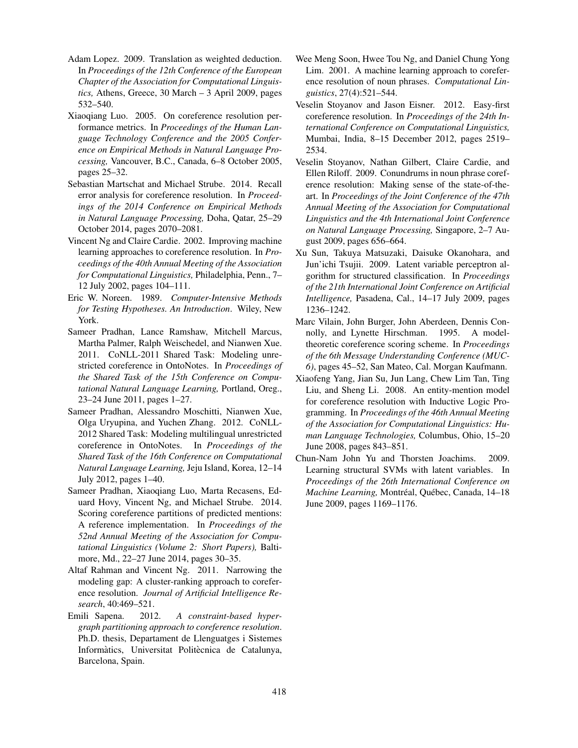Adam Lopez. 2009. Translation as weighted deduction. In *Proceedings of the 12th Conference of the European Chapter of the Association for Computational Linguistics,* Athens, Greece, 30 March – 3 April 2009, pages 532–540.

Xiaoqiang Luo. 2005. On coreference resolution performance metrics. In *Proceedings of the Human Language Technology Conference and the 2005 Conference on Empirical Methods in Natural Language Processing,* Vancouver, B.C., Canada, 6–8 October 2005, pages 25–32.

Sebastian Martschat and Michael Strube. 2014. Recall error analysis for coreference resolution. In *Proceedings of the 2014 Conference on Empirical Methods in Natural Language Processing,* Doha, Qatar, 25–29 October 2014, pages 2070–2081.

Vincent Ng and Claire Cardie. 2002. Improving machine learning approaches to coreference resolution. In *Proceedings of the 40th Annual Meeting of the Association for Computational Linguistics,* Philadelphia, Penn., 7–12 July 2002, pages 104–111.

Eric W. Noreen. 1989. *Computer-Intensive Methods for Testing Hypotheses. An Introduction*. Wiley, New York.

Sameer Pradhan, Lance Ramshaw, Mitchell Marcus, Martha Palmer, Ralph Weischedel, and Nianwen Xue. 2011. CoNLL-2011 Shared Task: Modeling unrestricted coreference in OntoNotes. In *Proceedings of the Shared Task of the 15th Conference on Computational Natural Language Learning,* Portland, Oreg., 23–24 June 2011, pages 1–27.

Sameer Pradhan, Alessandro Moschitti, Nianwen Xue, Olga Uryupina, and Yuchen Zhang. 2012. CoNLL-2012 Shared Task: Modeling multilingual unrestricted coreference in OntoNotes. In *Proceedings of the Shared Task of the 16th Conference on Computational Natural Language Learning,* Jeju Island, Korea, 12–14 July 2012, pages 1–40.

Sameer Pradhan, Xiaoqiang Luo, Marta Recasens, Eduard Hovy, Vincent Ng, and Michael Strube. 2014. Scoring coreference partitions of predicted mentions: A reference implementation. In *Proceedings of the 52nd Annual Meeting of the Association for Computational Linguistics (Volume 2: Short Papers),* Baltimore, Md., 22–27 June 2014, pages 30–35.

Altaf Rahman and Vincent Ng. 2011. Narrowing the modeling gap: A cluster-ranking approach to coreference resolution. *Journal of Artificial Intelligence Research*, 40:469–521.

Emili Sapena. 2012. *A constraint-based hypergraph partitioning approach to coreference resolution*. Ph.D. thesis, Departament de Llenguatges i Sistemes Informàtics, Universitat Politècnica de Catalunya, Barcelona, Spain.

Wee Meng Soon, Hwee Tou Ng, and Daniel Chung Yong Lim. 2001. A machine learning approach to coreference resolution of noun phrases. *Computational Linguistics*, 27(4):521–544.

Veselin Stoyanov and Jason Eisner. 2012. Easy-first coreference resolution. In *Proceedings of the 24th International Conference on Computational Linguistics,* Mumbai, India, 8–15 December 2012, pages 2519–2534.

Veselin Stoyanov, Nathan Gilbert, Claire Cardie, and Ellen Riloff. 2009. Conundrums in noun phrase coreference resolution: Making sense of the state-of-the-art. In *Proceedings of the Joint Conference of the 47th Annual Meeting of the Association for Computational Linguistics and the 4th International Joint Conference on Natural Language Processing,* Singapore, 2–7 August 2009, pages 656–664.

Xu Sun, Takuya Matsuzaki, Daisuke Okanohara, and Jun'ichi Tsujii. 2009. Latent variable perceptron algorithm for structured classification. In *Proceedings of the 21th International Joint Conference on Artificial Intelligence,* Pasadena, Cal., 14–17 July 2009, pages 1236–1242.

Marc Vilain, John Burger, John Aberdeen, Dennis Connolly, and Lynette Hirschman. 1995. A model-theoretic coreference scoring scheme. In *Proceedings of the 6th Message Understanding Conference (MUC-6)*, pages 45–52, San Mateo, Cal. Morgan Kaufmann.

Xiaofeng Yang, Jian Su, Jun Lang, Chew Lim Tan, Ting Liu, and Sheng Li. 2008. An entity-mention model for coreference resolution with Inductive Logic Programming. In *Proceedings of the 46th Annual Meeting of the Association for Computational Linguistics: Human Language Technologies,* Columbus, Ohio, 15–20 June 2008, pages 843–851.

Chun-Nam John Yu and Thorsten Joachims. 2009. Learning structural SVMs with latent variables. In *Proceedings of the 26th International Conference on Machine Learning,* Montréal, Québec, Canada, 14–18 June 2009, pages 1169–1176.